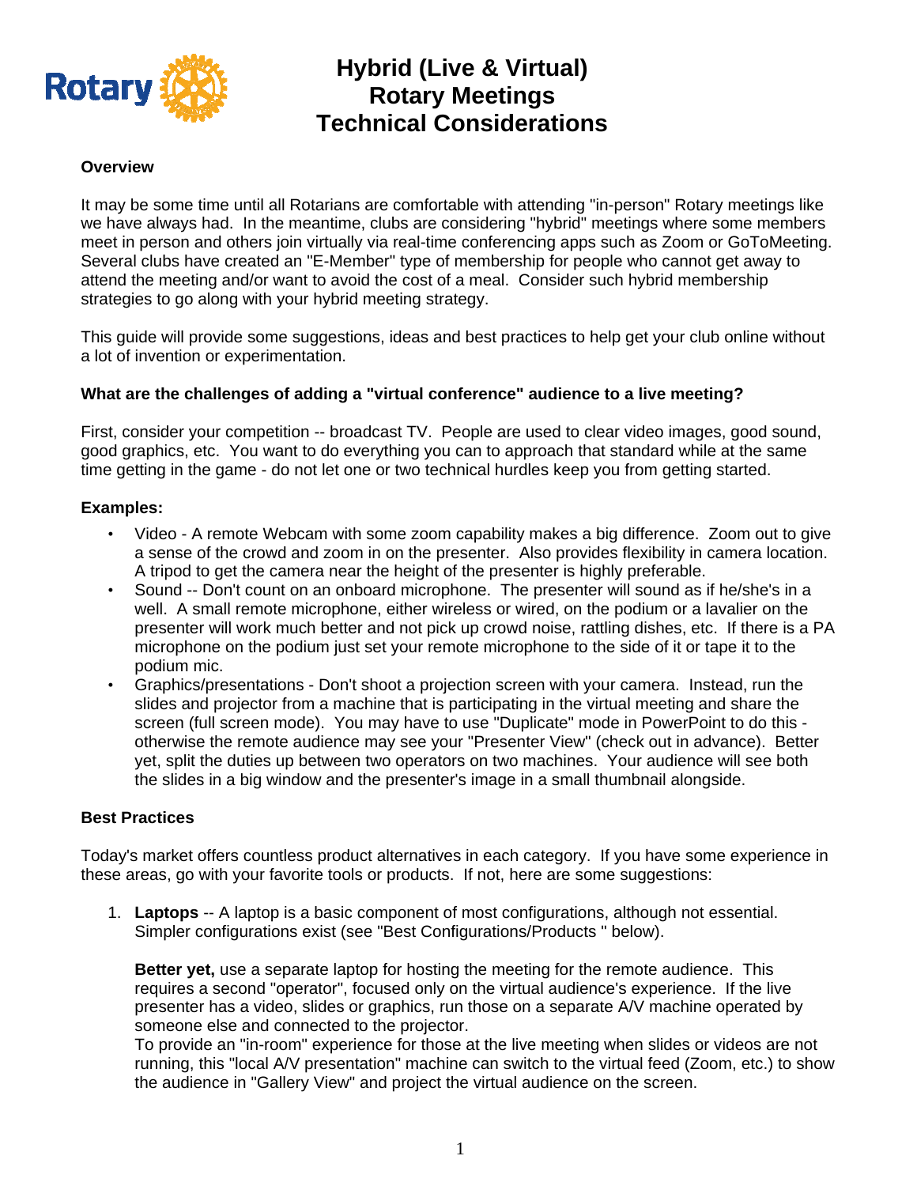# Hybrid (Live & Virtual) Rotary Meetings Technical Considerations

### Overview

It may be some time until all Rotarians are comfortable with attending "in-person" Rotary meetings like we have always had. In the meantime, clubs are considering "hybrid" meetings where some members meet in person and others join virtually via real-time conferencing apps such as Zoom or GoToMeeting. Several clubs have created an "E-Member" type of membership for people who cannot get away to attend the meeting and/or want to avoid the cost of a meal. Consider such hybrid membership strategies to go along with your hybrid meeting strategy.

This guide will provide some suggestions, ideas and best practices to help get your club online without a lot of invention or experimentation.

### What are the challenges of adding a "virtual conference" audience to a live meeting?

First, consider your competition -- broadcast TV. People are used to clear video images, good sound, good graphics, etc. You want to do everything you can to approach that standard while at the same time getting in the game - do not let one or two technical hurdles keep you from getting started.

### Examples:

- Video - A remote Webcam with some zoom capability makes a big difference. Zoom out to give a sense of the crowd and zoom in on the presenter. Also provides flexibility in camera location. A tripod to get the camera near the height of the presenter is highly preferable.
- Sound -- Don't count on an onboard microphone. The presenter will sound as if he/she's in a well. A small remote microphone, either wireless or wired, on the podium or a lavalier on the presenter will work much better and not pick up crowd noise, rattling dishes, etc. If there is a PA microphone on the podium just set your remote microphone to the side of it or tape it to the podium mic.
- Graphics/presentations - Don't shoot a projection screen with your camera. Instead, run the slides and projector from a machine that is participating in the virtual meeting and share the screen (full screen mode). You may have to use "Duplicate" mode in PowerPoint to do this - otherwise the remote audience may see your "Presenter View" (check out in advance). Better yet, split the duties up between two operators on two machines. Your audience will see both the slides in a big window and the presenter's image in a small thumbnail alongside.

### Best Practices

Today's market offers countless product alternatives in each category. If you have some experience in these areas, go with your favorite tools or products. If not, here are some suggestions:

1. **Laptops** -- A laptop is a basic component of most configurations, although not essential. Simpler configurations exist (see "Best Configurations/Products " below).

   **Better yet,** use a separate laptop for hosting the meeting for the remote audience. This requires a second "operator", focused only on the virtual audience's experience. If the live presenter has a video, slides or graphics, run those on a separate A/V machine operated by someone else and connected to the projector.
   To provide an "in-room" experience for those at the live meeting when slides or videos are not running, this "local A/V presentation" machine can switch to the virtual feed (Zoom, etc.) to show the audience in "Gallery View" and project the virtual audience on the screen.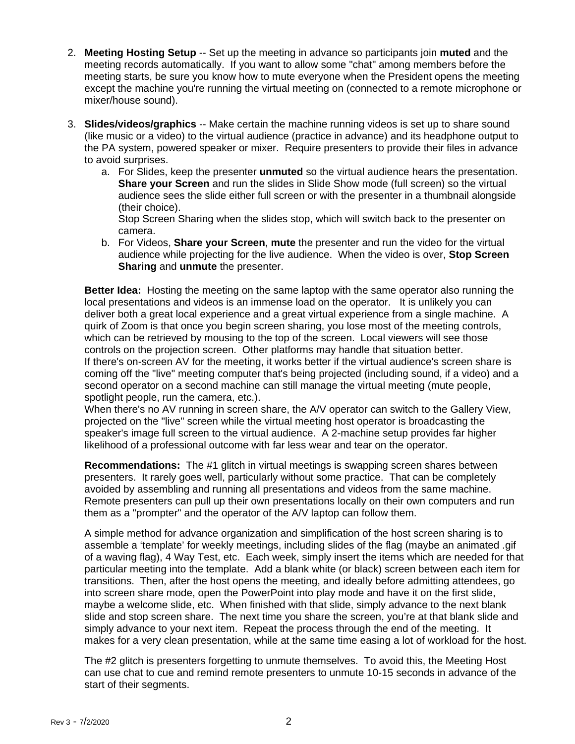2. **Meeting Hosting Setup** -- Set up the meeting in advance so participants join **muted** and the meeting records automatically. If you want to allow some "chat" among members before the meeting starts, be sure you know how to mute everyone when the President opens the meeting except the machine you're running the virtual meeting on (connected to a remote microphone or mixer/house sound).

3. **Slides/videos/graphics** -- Make certain the machine running videos is set up to share sound (like music or a video) to the virtual audience (practice in advance) and its headphone output to the PA system, powered speaker or mixer. Require presenters to provide their files in advance to avoid surprises.
   a. For Slides, keep the presenter **unmuted** so the virtual audience hears the presentation. **Share your Screen** and run the slides in Slide Show mode (full screen) so the virtual audience sees the slide either full screen or with the presenter in a thumbnail alongside (their choice).
   Stop Screen Sharing when the slides stop, which will switch back to the presenter on camera.
   b. For Videos, **Share your Screen**, **mute** the presenter and run the video for the virtual audience while projecting for the live audience. When the video is over, **Stop Screen Sharing** and **unmute** the presenter.

   **Better Idea:** Hosting the meeting on the same laptop with the same operator also running the local presentations and videos is an immense load on the operator. It is unlikely you can deliver both a great local experience and a great virtual experience from a single machine. A quirk of Zoom is that once you begin screen sharing, you lose most of the meeting controls, which can be retrieved by mousing to the top of the screen. Local viewers will see those controls on the projection screen. Other platforms may handle that situation better.
   If there's on-screen AV for the meeting, it works better if the virtual audience's screen share is coming off the "live" meeting computer that's being projected (including sound, if a video) and a second operator on a second machine can still manage the virtual meeting (mute people, spotlight people, run the camera, etc.).
   When there's no AV running in screen share, the A/V operator can switch to the Gallery View, projected on the "live" screen while the virtual meeting host operator is broadcasting the speaker's image full screen to the virtual audience. A 2-machine setup provides far higher likelihood of a professional outcome with far less wear and tear on the operator.

   **Recommendations:** The #1 glitch in virtual meetings is swapping screen shares between presenters. It rarely goes well, particularly without some practice. That can be completely avoided by assembling and running all presentations and videos from the same machine. Remote presenters can pull up their own presentations locally on their own computers and run them as a "prompter" and the operator of the A/V laptop can follow them.

   A simple method for advance organization and simplification of the host screen sharing is to assemble a 'template' for weekly meetings, including slides of the flag (maybe an animated .gif of a waving flag), 4 Way Test, etc. Each week, simply insert the items which are needed for that particular meeting into the template. Add a blank white (or black) screen between each item for transitions. Then, after the host opens the meeting, and ideally before admitting attendees, go into screen share mode, open the PowerPoint into play mode and have it on the first slide, maybe a welcome slide, etc. When finished with that slide, simply advance to the next blank slide and stop screen share. The next time you share the screen, you're at that blank slide and simply advance to your next item. Repeat the process through the end of the meeting. It makes for a very clean presentation, while at the same time easing a lot of workload for the host.

   The #2 glitch is presenters forgetting to unmute themselves. To avoid this, the Meeting Host can use chat to cue and remind remote presenters to unmute 10-15 seconds in advance of the start of their segments.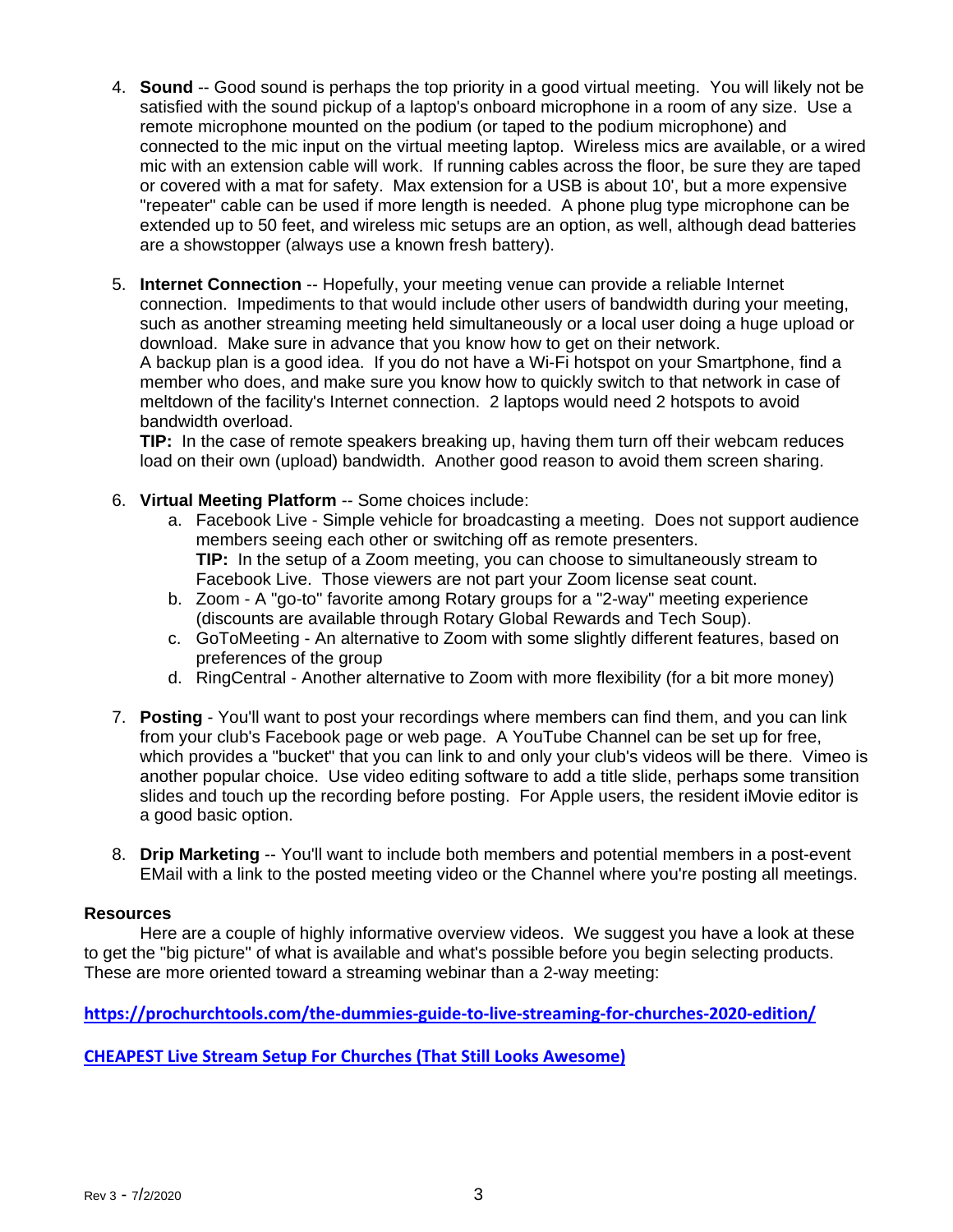4. **Sound** -- Good sound is perhaps the top priority in a good virtual meeting. You will likely not be satisfied with the sound pickup of a laptop's onboard microphone in a room of any size. Use a remote microphone mounted on the podium (or taped to the podium microphone) and connected to the mic input on the virtual meeting laptop. Wireless mics are available, or a wired mic with an extension cable will work. If running cables across the floor, be sure they are taped or covered with a mat for safety. Max extension for a USB is about 10', but a more expensive "repeater" cable can be used if more length is needed. A phone plug type microphone can be extended up to 50 feet, and wireless mic setups are an option, as well, although dead batteries are a showstopper (always use a known fresh battery).

5. **Internet Connection** -- Hopefully, your meeting venue can provide a reliable Internet connection. Impediments to that would include other users of bandwidth during your meeting, such as another streaming meeting held simultaneously or a local user doing a huge upload or download. Make sure in advance that you know how to get on their network.
   A backup plan is a good idea. If you do not have a Wi-Fi hotspot on your Smartphone, find a member who does, and make sure you know how to quickly switch to that network in case of meltdown of the facility's Internet connection. 2 laptops would need 2 hotspots to avoid bandwidth overload.
   **TIP:** In the case of remote speakers breaking up, having them turn off their webcam reduces load on their own (upload) bandwidth. Another good reason to avoid them screen sharing.

6. **Virtual Meeting Platform** -- Some choices include:
   a. Facebook Live - Simple vehicle for broadcasting a meeting. Does not support audience members seeing each other or switching off as remote presenters.
      **TIP:** In the setup of a Zoom meeting, you can choose to simultaneously stream to Facebook Live. Those viewers are not part your Zoom license seat count.
   b. Zoom - A "go-to" favorite among Rotary groups for a "2-way" meeting experience (discounts are available through Rotary Global Rewards and Tech Soup).
   c. GoToMeeting - An alternative to Zoom with some slightly different features, based on preferences of the group
   d. RingCentral - Another alternative to Zoom with more flexibility (for a bit more money)

7. **Posting** - You'll want to post your recordings where members can find them, and you can link from your club's Facebook page or web page. A YouTube Channel can be set up for free, which provides a "bucket" that you can link to and only your club's videos will be there. Vimeo is another popular choice. Use video editing software to add a title slide, perhaps some transition slides and touch up the recording before posting. For Apple users, the resident iMovie editor is a good basic option.

8. **Drip Marketing** -- You'll want to include both members and potential members in a post-event EMail with a link to the posted meeting video or the Channel where you're posting all meetings.

**Resources**

Here are a couple of highly informative overview videos. We suggest you have a look at these to get the "big picture" of what is available and what's possible before you begin selecting products. These are more oriented toward a streaming webinar than a 2-way meeting:

https://prochurchtools.com/the-dummies-guide-to-live-streaming-for-churches-2020-edition/

CHEAPEST Live Stream Setup For Churches (That Still Looks Awesome)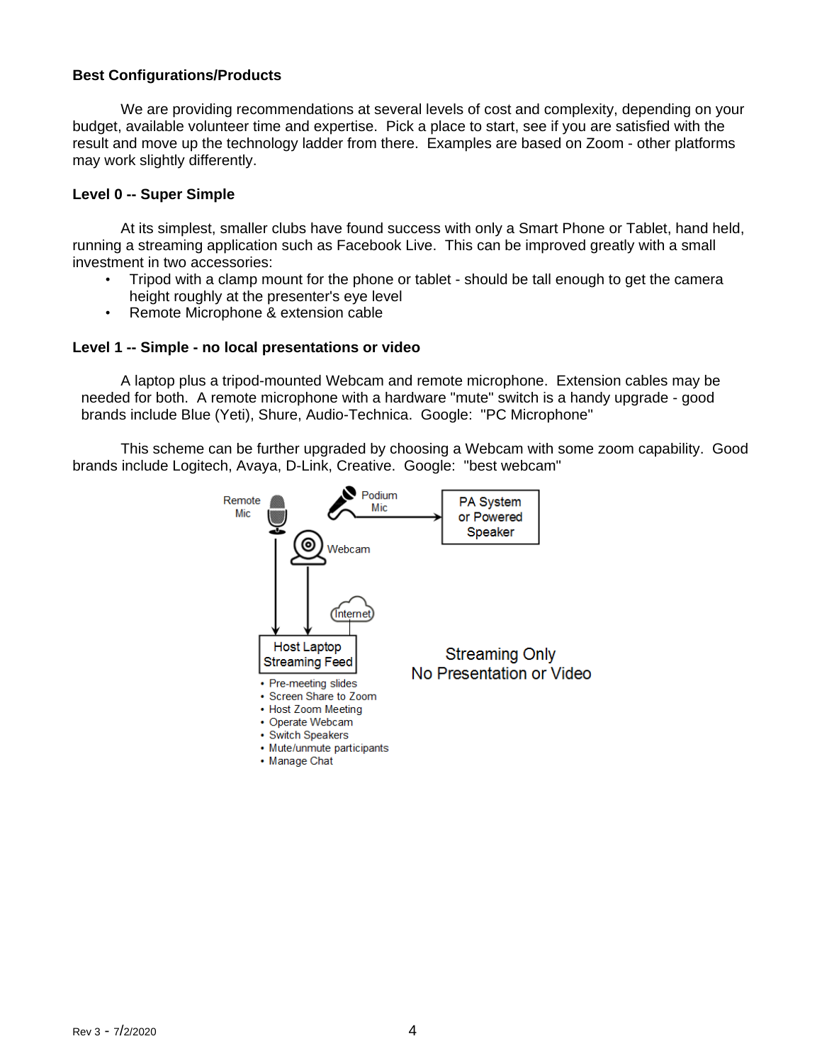**Best Configurations/Products**

We are providing recommendations at several levels of cost and complexity, depending on your budget, available volunteer time and expertise. Pick a place to start, see if you are satisfied with the result and move up the technology ladder from there. Examples are based on Zoom - other platforms may work slightly differently.

**Level 0 -- Super Simple**

At its simplest, smaller clubs have found success with only a Smart Phone or Tablet, hand held, running a streaming application such as Facebook Live. This can be improved greatly with a small investment in two accessories:

- Tripod with a clamp mount for the phone or tablet - should be tall enough to get the camera height roughly at the presenter's eye level
- Remote Microphone & extension cable

**Level 1 -- Simple - no local presentations or video**

A laptop plus a tripod-mounted Webcam and remote microphone. Extension cables may be needed for both. A remote microphone with a hardware "mute" switch is a handy upgrade - good brands include Blue (Yeti), Shure, Audio-Technica. Google: "PC Microphone"

This scheme can be further upgraded by choosing a Webcam with some zoom capability. Good brands include Logitech, Avaya, D-Link, Creative. Google: "best webcam"

Remote Mic | Podium Mic | PA System or Powered Speaker | Webcam | Internet | Host Laptop Streaming Feed

- Pre-meeting slides
- Screen Share to Zoom
- Host Zoom Meeting
- Operate Webcam
- Switch Speakers
- Mute/unmute participants
- Manage Chat

Streaming Only
No Presentation or Video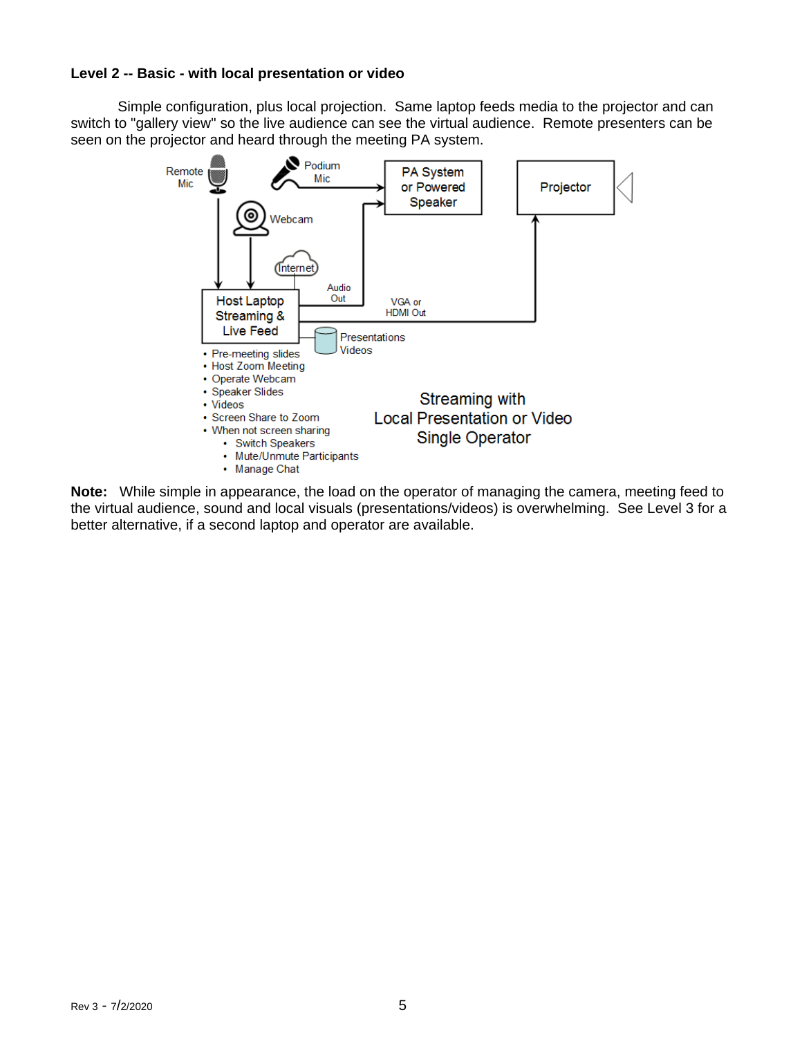**Level 2 -- Basic - with local presentation or video**

Simple configuration, plus local projection. Same laptop feeds media to the projector and can switch to "gallery view" so the live audience can see the virtual audience. Remote presenters can be seen on the projector and heard through the meeting PA system.

Remote Mic

Podium Mic

PA System or Powered Speaker

Projector

Webcam

Internet

Audio Out

VGA or HDMI Out

Host Laptop Streaming & Live Feed

Presentations Videos

- Pre-meeting slides
- Host Zoom Meeting
- Operate Webcam
- Speaker Slides
- Videos
- Screen Share to Zoom
- When not screen sharing
    - Switch Speakers
    - Mute/Unmute Participants
    - Manage Chat

Streaming with
Local Presentation or Video
Single Operator

**Note:** While simple in appearance, the load on the operator of managing the camera, meeting feed to the virtual audience, sound and local visuals (presentations/videos) is overwhelming. See Level 3 for a better alternative, if a second laptop and operator are available.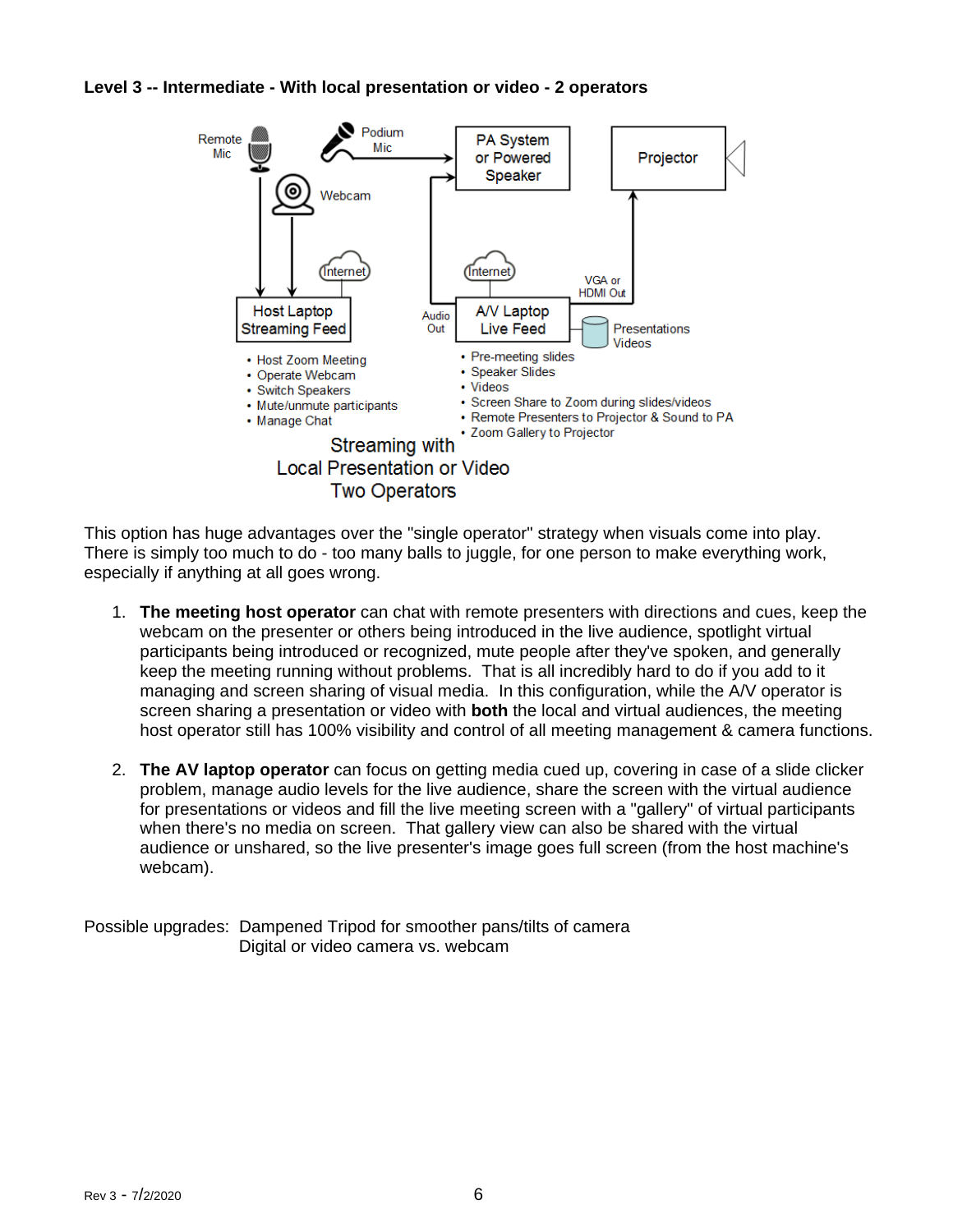### Level 3 -- Intermediate - With local presentation or video - 2 operators

Host Laptop Streaming Feed

- Host Zoom Meeting
- Operate Webcam
- Switch Speakers
- Mute/unmute participants
- Manage Chat

A/V Laptop Live Feed

- Pre-meeting slides
- Speaker Slides
- Videos
- Screen Share to Zoom during slides/videos
- Remote Presenters to Projector & Sound to PA
- Zoom Gallery to Projector

Streaming with
Local Presentation or Video
Two Operators

This option has huge advantages over the "single operator" strategy when visuals come into play. There is simply too much to do - too many balls to juggle, for one person to make everything work, especially if anything at all goes wrong.

1. **The meeting host operator** can chat with remote presenters with directions and cues, keep the webcam on the presenter or others being introduced in the live audience, spotlight virtual participants being introduced or recognized, mute people after they've spoken, and generally keep the meeting running without problems. That is all incredibly hard to do if you add to it managing and screen sharing of visual media. In this configuration, while the A/V operator is screen sharing a presentation or video with **both** the local and virtual audiences, the meeting host operator still has 100% visibility and control of all meeting management & camera functions.

2. **The AV laptop operator** can focus on getting media cued up, covering in case of a slide clicker problem, manage audio levels for the live audience, share the screen with the virtual audience for presentations or videos and fill the live meeting screen with a "gallery" of virtual participants when there's no media on screen. That gallery view can also be shared with the virtual audience or unshared, so the live presenter's image goes full screen (from the host machine's webcam).

Possible upgrades: Dampened Tripod for smoother pans/tilts of camera
Digital or video camera vs. webcam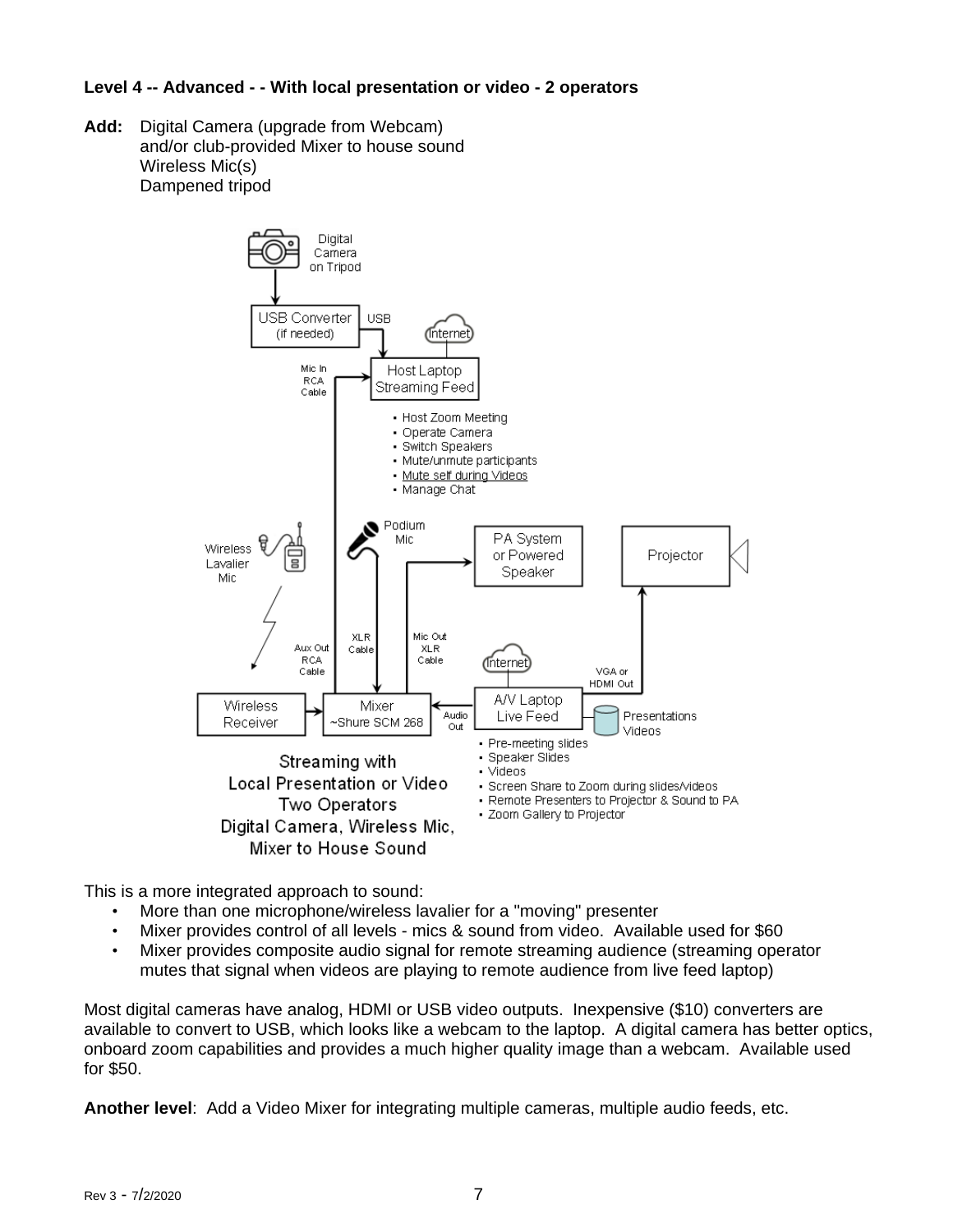**Level 4 -- Advanced - - With local presentation or video - 2 operators**

**Add:** Digital Camera (upgrade from Webcam)
and/or club-provided Mixer to house sound
Wireless Mic(s)
Dampened tripod

Host Laptop Streaming Feed:

- Host Zoom Meeting
- Operate Camera
- Switch Speakers
- Mute/unmute participants
- Mute self during Videos
- Manage Chat

A/V Laptop Live Feed:

- Pre-meeting slides
- Speaker Slides
- Videos
- Screen Share to Zoom during slides/videos
- Remote Presenters to Projector & Sound to PA
- Zoom Gallery to Projector

Streaming with
Local Presentation or Video
Two Operators
Digital Camera, Wireless Mic,
Mixer to House Sound

This is a more integrated approach to sound:

- More than one microphone/wireless lavalier for a "moving" presenter
- Mixer provides control of all levels - mics & sound from video. Available used for $60
- Mixer provides composite audio signal for remote streaming audience (streaming operator mutes that signal when videos are playing to remote audience from live feed laptop)

Most digital cameras have analog, HDMI or USB video outputs. Inexpensive ($10) converters are available to convert to USB, which looks like a webcam to the laptop. A digital camera has better optics, onboard zoom capabilities and provides a much higher quality image than a webcam. Available used for $50.

**Another level**: Add a Video Mixer for integrating multiple cameras, multiple audio feeds, etc.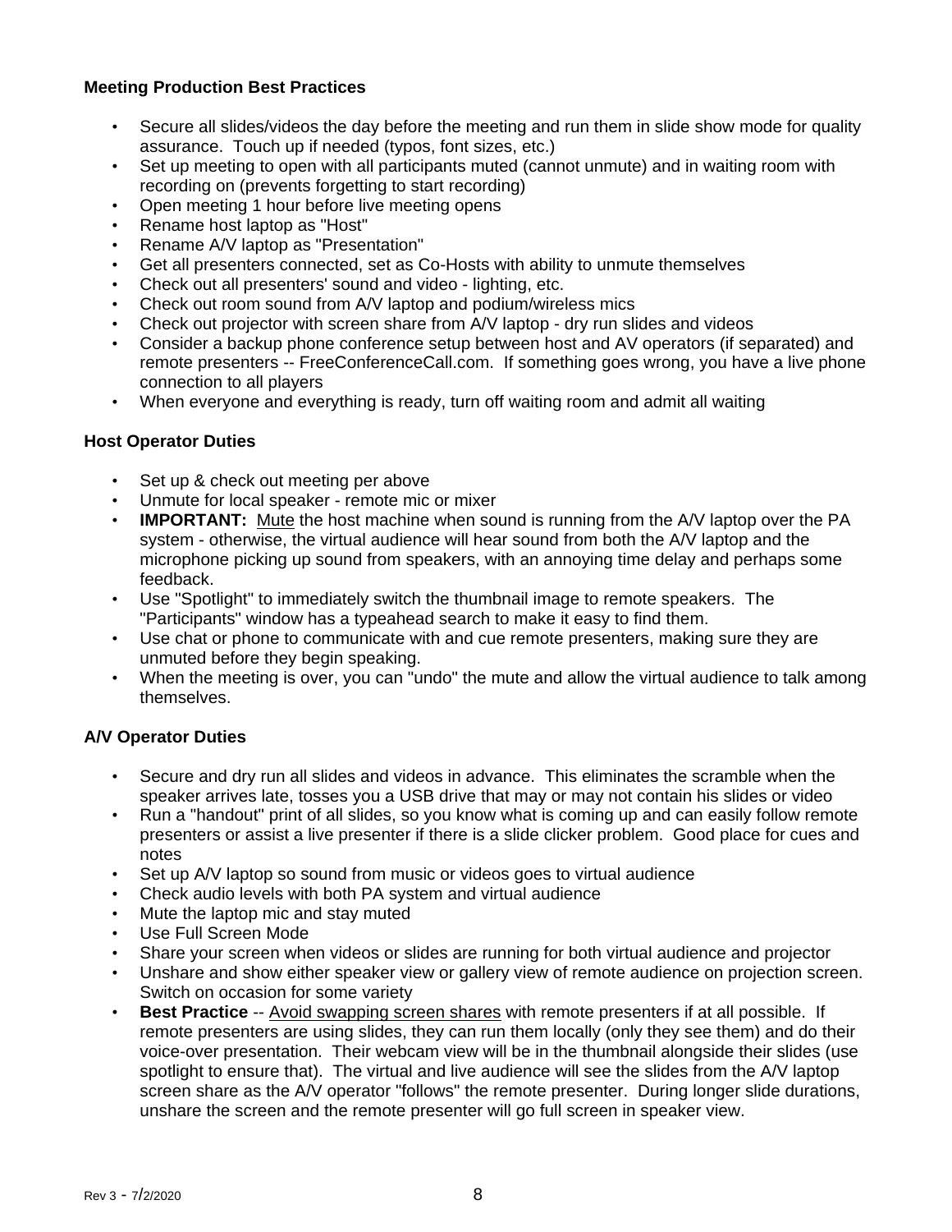**Meeting Production Best Practices**

- Secure all slides/videos the day before the meeting and run them in slide show mode for quality assurance. Touch up if needed (typos, font sizes, etc.)
- Set up meeting to open with all participants muted (cannot unmute) and in waiting room with recording on (prevents forgetting to start recording)
- Open meeting 1 hour before live meeting opens
- Rename host laptop as "Host"
- Rename A/V laptop as "Presentation"
- Get all presenters connected, set as Co-Hosts with ability to unmute themselves
- Check out all presenters' sound and video - lighting, etc.
- Check out room sound from A/V laptop and podium/wireless mics
- Check out projector with screen share from A/V laptop - dry run slides and videos
- Consider a backup phone conference setup between host and AV operators (if separated) and remote presenters -- FreeConferenceCall.com. If something goes wrong, you have a live phone connection to all players
- When everyone and everything is ready, turn off waiting room and admit all waiting

**Host Operator Duties**

- Set up & check out meeting per above
- Unmute for local speaker - remote mic or mixer
- **IMPORTANT:** <u>Mute</u> the host machine when sound is running from the A/V laptop over the PA system - otherwise, the virtual audience will hear sound from both the A/V laptop and the microphone picking up sound from speakers, with an annoying time delay and perhaps some feedback.
- Use "Spotlight" to immediately switch the thumbnail image to remote speakers. The "Participants" window has a typeahead search to make it easy to find them.
- Use chat or phone to communicate with and cue remote presenters, making sure they are unmuted before they begin speaking.
- When the meeting is over, you can "undo" the mute and allow the virtual audience to talk among themselves.

**A/V Operator Duties**

- Secure and dry run all slides and videos in advance. This eliminates the scramble when the speaker arrives late, tosses you a USB drive that may or may not contain his slides or video
- Run a "handout" print of all slides, so you know what is coming up and can easily follow remote presenters or assist a live presenter if there is a slide clicker problem. Good place for cues and notes
- Set up A/V laptop so sound from music or videos goes to virtual audience
- Check audio levels with both PA system and virtual audience
- Mute the laptop mic and stay muted
- Use Full Screen Mode
- Share your screen when videos or slides are running for both virtual audience and projector
- Unshare and show either speaker view or gallery view of remote audience on projection screen. Switch on occasion for some variety
- **Best Practice** -- <u>Avoid swapping screen shares</u> with remote presenters if at all possible. If remote presenters are using slides, they can run them locally (only they see them) and do their voice-over presentation. Their webcam view will be in the thumbnail alongside their slides (use spotlight to ensure that). The virtual and live audience will see the slides from the A/V laptop screen share as the A/V operator "follows" the remote presenter. During longer slide durations, unshare the screen and the remote presenter will go full screen in speaker view.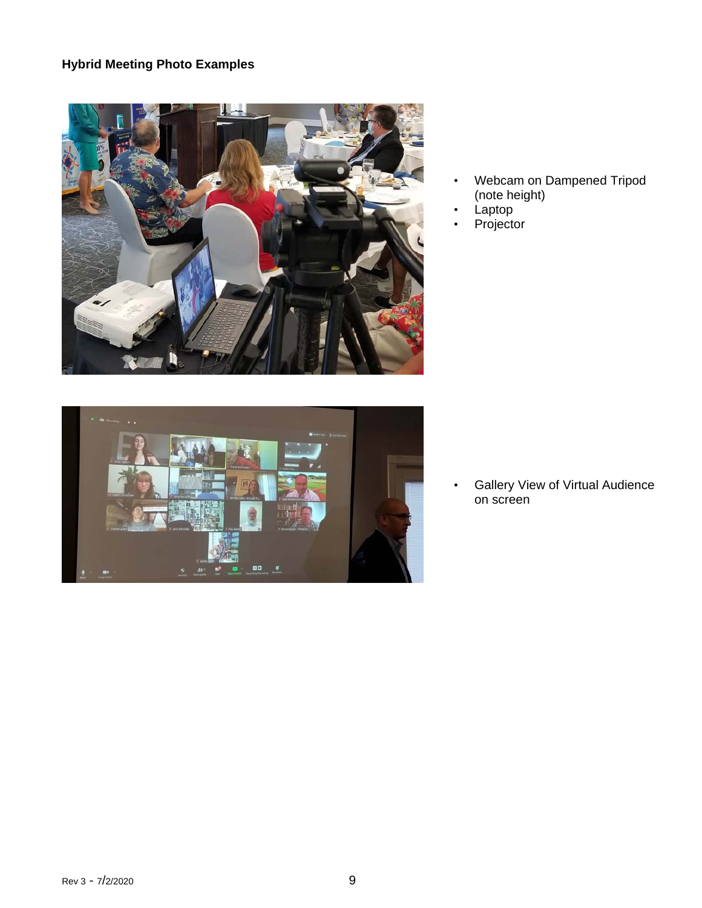**Hybrid Meeting Photo Examples**

- Webcam on Dampened Tripod (note height)
- Laptop
- Projector

- Gallery View of Virtual Audience on screen